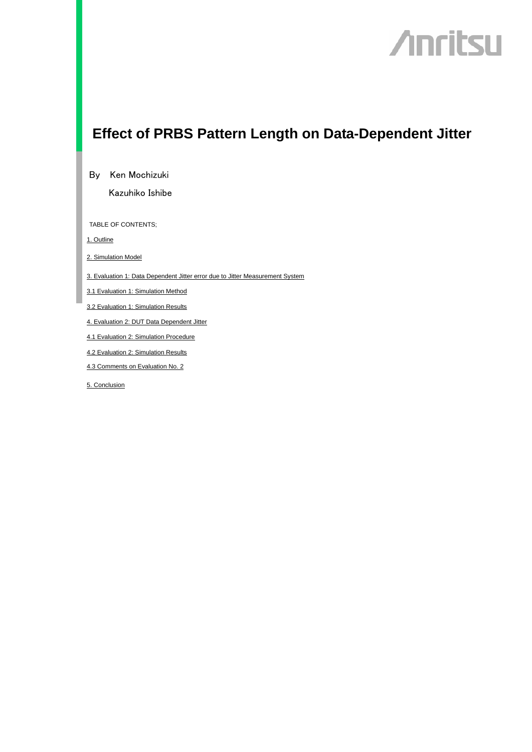# Effect of PRBS Pattern Length on Data-Dependent Jitter

By Ken Mochizuki

Kazuhiko Ishibe

TABLE OF CONTENTS;

1. Outline

2. Simulation Model

3. Evaluation 1: Data Dependent Jitter error due to Jitter Measurement System

3.1 Evaluation 1: Simulation Method

3.2 Evaluation 1: Simulation Results

4. Evaluation 2: DUT Data Dependent Jitter

4.1 Evaluation 2: Simulation Procedure

4.2 Evaluation 2: Simulation Results

4.3 Comments on Evaluation No. 2

5. Conclusion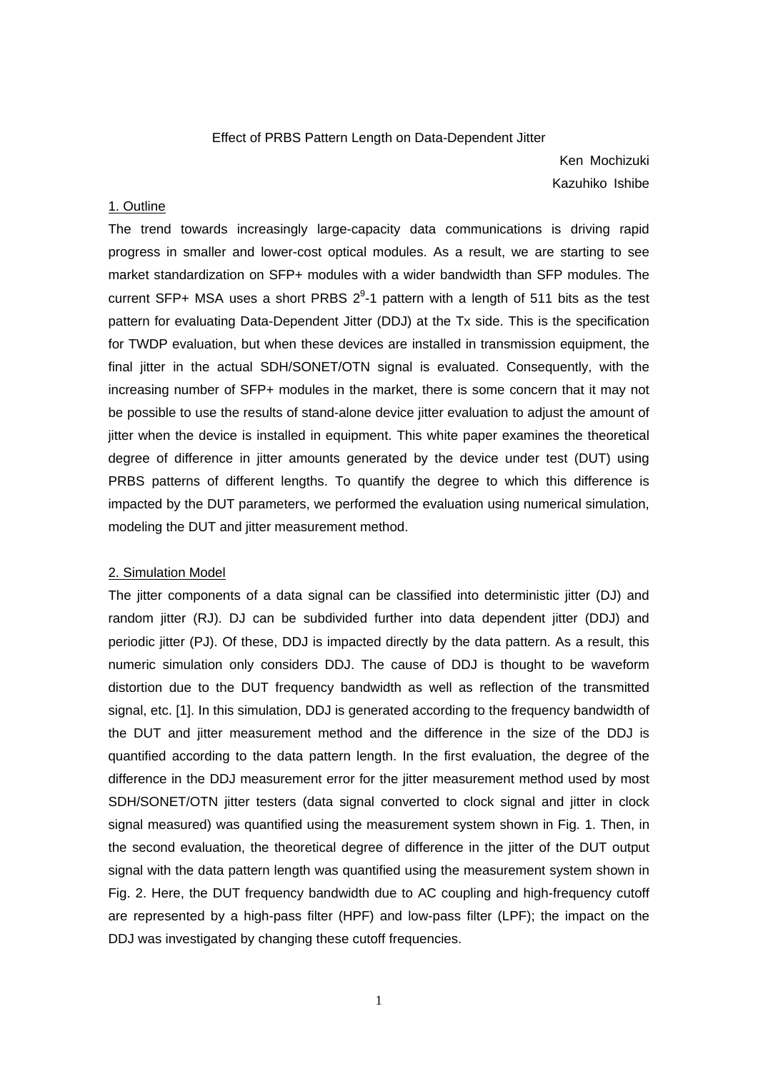Effect of PRBS Pattern Length on Data-Dependent Jitter

Ken Mochizuki

Kazuhiko Ishibe

## 1. Outline

The trend towards increasingly large-capacity data communications is driving rapid progress in smaller and lower-cost optical modules. As a result, we are starting to see market standardization on SFP+ modules with a wider bandwidth than SFP modules. The current SFP+ MSA uses a short PRBS $2^9$-1 pattern with a length of 511 bits as the test pattern for evaluating Data-Dependent Jitter (DDJ) at the Tx side. This is the specification for TWDP evaluation, but when these devices are installed in transmission equipment, the final jitter in the actual SDH/SONET/OTN signal is evaluated. Consequently, with the increasing number of SFP+ modules in the market, there is some concern that it may not be possible to use the results of stand-alone device jitter evaluation to adjust the amount of jitter when the device is installed in equipment. This white paper examines the theoretical degree of difference in jitter amounts generated by the device under test (DUT) using PRBS patterns of different lengths. To quantify the degree to which this difference is impacted by the DUT parameters, we performed the evaluation using numerical simulation, modeling the DUT and jitter measurement method.

## 2. Simulation Model

The jitter components of a data signal can be classified into deterministic jitter (DJ) and random jitter (RJ). DJ can be subdivided further into data dependent jitter (DDJ) and periodic jitter (PJ). Of these, DDJ is impacted directly by the data pattern. As a result, this numeric simulation only considers DDJ. The cause of DDJ is thought to be waveform distortion due to the DUT frequency bandwidth as well as reflection of the transmitted signal, etc. [1]. In this simulation, DDJ is generated according to the frequency bandwidth of the DUT and jitter measurement method and the difference in the size of the DDJ is quantified according to the data pattern length. In the first evaluation, the degree of the difference in the DDJ measurement error for the jitter measurement method used by most SDH/SONET/OTN jitter testers (data signal converted to clock signal and jitter in clock signal measured) was quantified using the measurement system shown in Fig. 1. Then, in the second evaluation, the theoretical degree of difference in the jitter of the DUT output signal with the data pattern length was quantified using the measurement system shown in Fig. 2. Here, the DUT frequency bandwidth due to AC coupling and high-frequency cutoff are represented by a high-pass filter (HPF) and low-pass filter (LPF); the impact on the DDJ was investigated by changing these cutoff frequencies.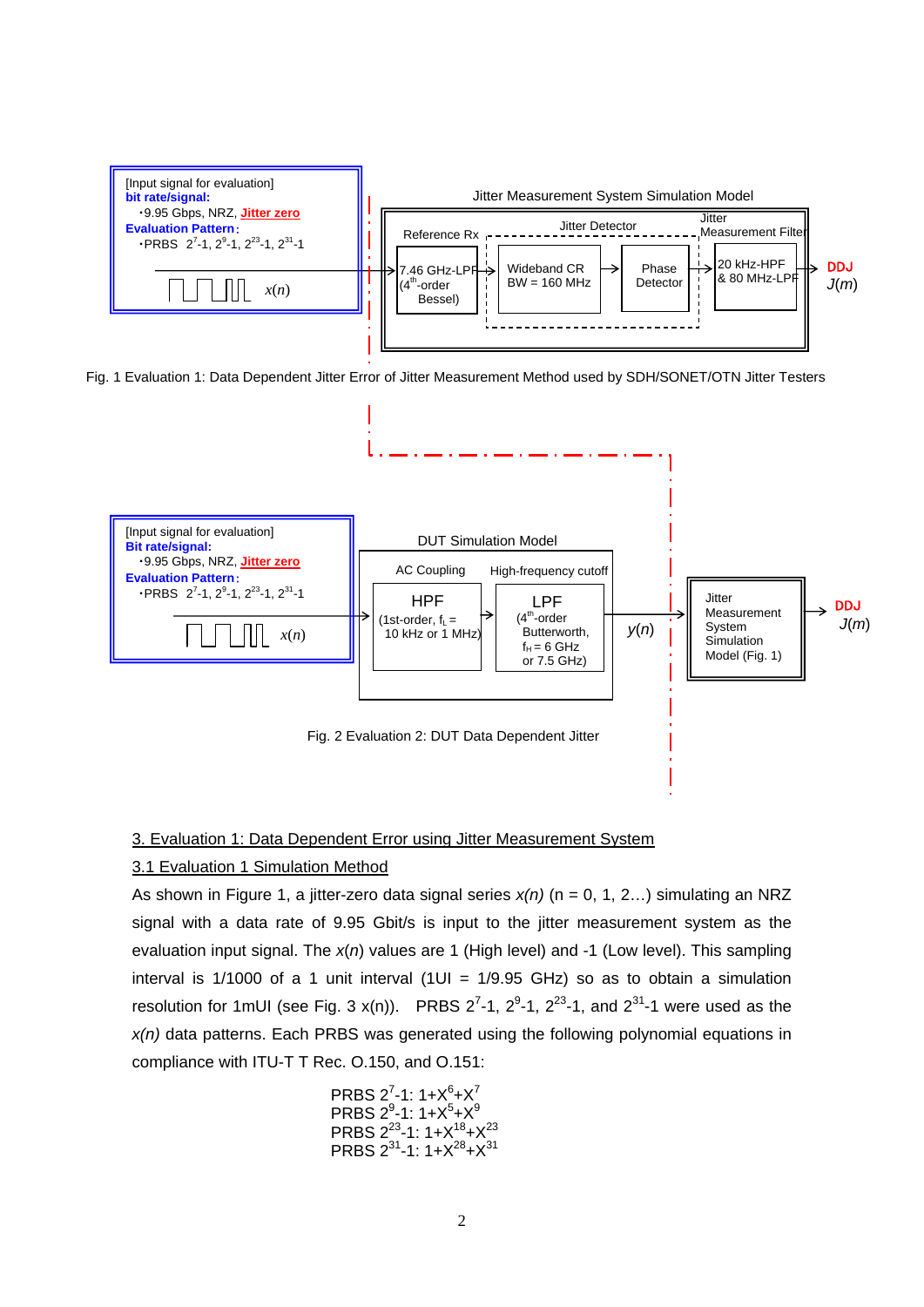[Input signal for evaluation]
**bit rate/signal:**
・9.95 Gbps, NRZ, Jitter zero
**Evaluation Pattern:**
・PRBS $2^7$-1, $2^9$-1, $2^{23}$-1, $2^{31}$-1

$x(n)$

Jitter Measurement System Simulation Model

Reference Rx: 7.46 GHz-LPF ($4^{th}$-order Bessel)

Jitter Detector: Wideband CR BW = 160 MHz → Phase Detector

Jitter Measurement Filter: 20 kHz-HPF & 80 MHz-LPF

DDJ $J(m)$

Fig. 1 Evaluation 1: Data Dependent Jitter Error of Jitter Measurement Method used by SDH/SONET/OTN Jitter Testers

[Input signal for evaluation]
**Bit rate/signal:**
・9.95 Gbps, NRZ, Jitter zero
**Evaluation Pattern:**
・PRBS $2^7$-1, $2^9$-1, $2^{23}$-1, $2^{31}$-1

$x(n)$

DUT Simulation Model

AC Coupling: HPF (1st-order, $f_L$ = 10 kHz or 1 MHz)

High-frequency cutoff: LPF ($4^{th}$-order Butterworth, $f_H$ = 6 GHz or 7.5 GHz)

$y(n)$

Jitter Measurement System Simulation Model (Fig. 1)

DDJ $J(m)$

Fig. 2 Evaluation 2: DUT Data Dependent Jitter

## 3. Evaluation 1: Data Dependent Error using Jitter Measurement System

### 3.1 Evaluation 1 Simulation Method

As shown in Figure 1, a jitter-zero data signal series *x(n)* (n = 0, 1, 2…) simulating an NRZ signal with a data rate of 9.95 Gbit/s is input to the jitter measurement system as the evaluation input signal. The $x(n)$ values are 1 (High level) and -1 (Low level). This sampling interval is 1/1000 of a 1 unit interval (1UI = 1/9.95 GHz) so as to obtain a simulation resolution for 1mUI (see Fig. 3 x(n)). PRBS $2^7$-1, $2^9$-1, $2^{23}$-1, and $2^{31}$-1 were used as the *x(n)* data patterns. Each PRBS was generated using the following polynomial equations in compliance with ITU-T T Rec. O.150, and O.151:

PRBS $2^7$-1: $1+X^6+X^7$
PRBS $2^9$-1: $1+X^5+X^9$
PRBS $2^{23}$-1: $1+X^{18}+X^{23}$
PRBS $2^{31}$-1: $1+X^{28}+X^{31}$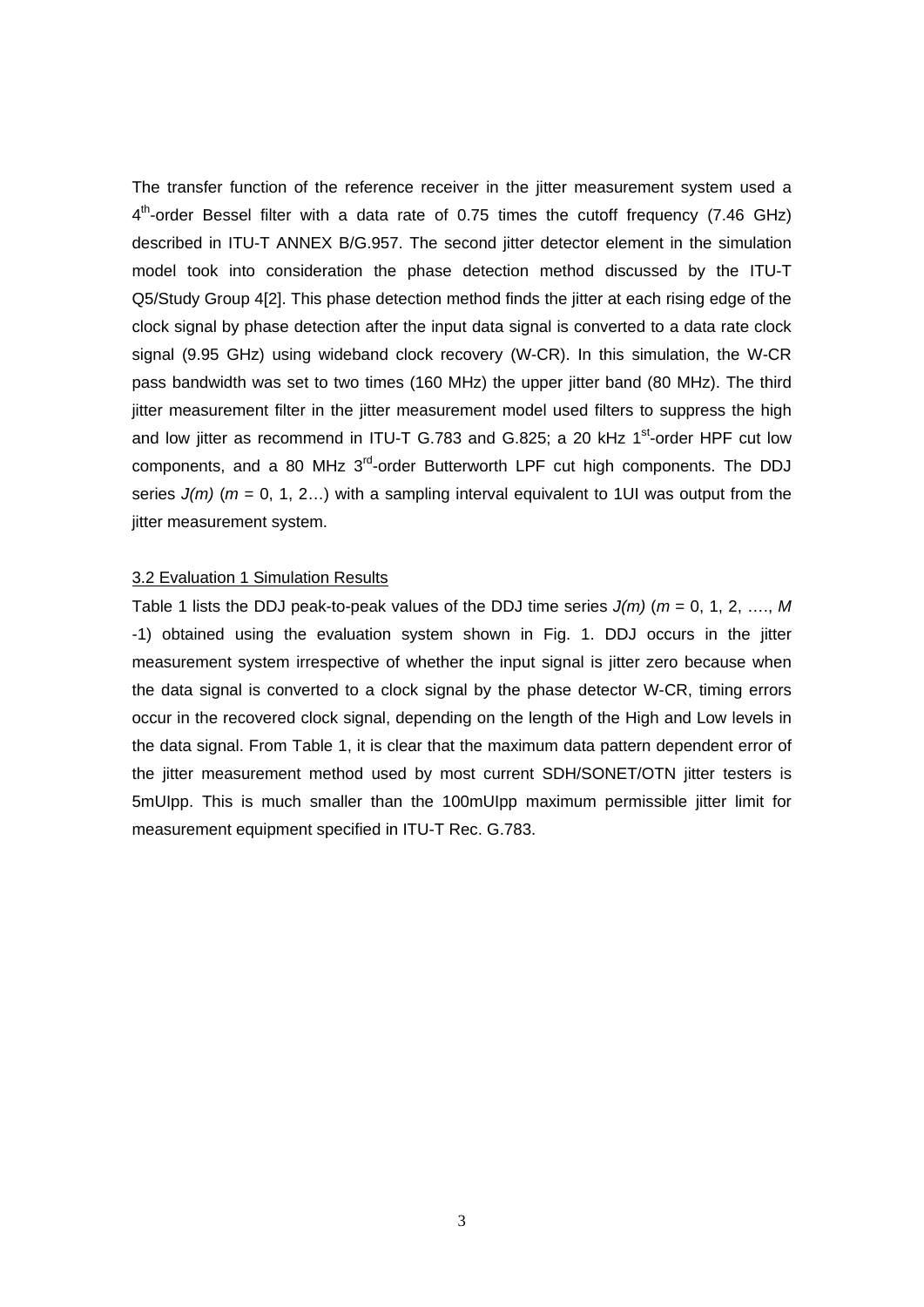The transfer function of the reference receiver in the jitter measurement system used a $4^{th}$-order Bessel filter with a data rate of 0.75 times the cutoff frequency (7.46 GHz) described in ITU-T ANNEX B/G.957. The second jitter detector element in the simulation model took into consideration the phase detection method discussed by the ITU-T Q5/Study Group 4[2]. This phase detection method finds the jitter at each rising edge of the clock signal by phase detection after the input data signal is converted to a data rate clock signal (9.95 GHz) using wideband clock recovery (W-CR). In this simulation, the W-CR pass bandwidth was set to two times (160 MHz) the upper jitter band (80 MHz). The third jitter measurement filter in the jitter measurement model used filters to suppress the high and low jitter as recommend in ITU-T G.783 and G.825; a 20 kHz $1^{st}$-order HPF cut low components, and a 80 MHz $3^{rd}$-order Butterworth LPF cut high components. The DDJ series $J(m)$ ($m$ = 0, 1, 2…) with a sampling interval equivalent to 1UI was output from the jitter measurement system.

### 3.2 Evaluation 1 Simulation Results

Table 1 lists the DDJ peak-to-peak values of the DDJ time series $J(m)$ ($m$ = 0, 1, 2, …., $M$ -1) obtained using the evaluation system shown in Fig. 1. DDJ occurs in the jitter measurement system irrespective of whether the input signal is jitter zero because when the data signal is converted to a clock signal by the phase detector W-CR, timing errors occur in the recovered clock signal, depending on the length of the High and Low levels in the data signal. From Table 1, it is clear that the maximum data pattern dependent error of the jitter measurement method used by most current SDH/SONET/OTN jitter testers is 5mUIpp. This is much smaller than the 100mUIpp maximum permissible jitter limit for measurement equipment specified in ITU-T Rec. G.783.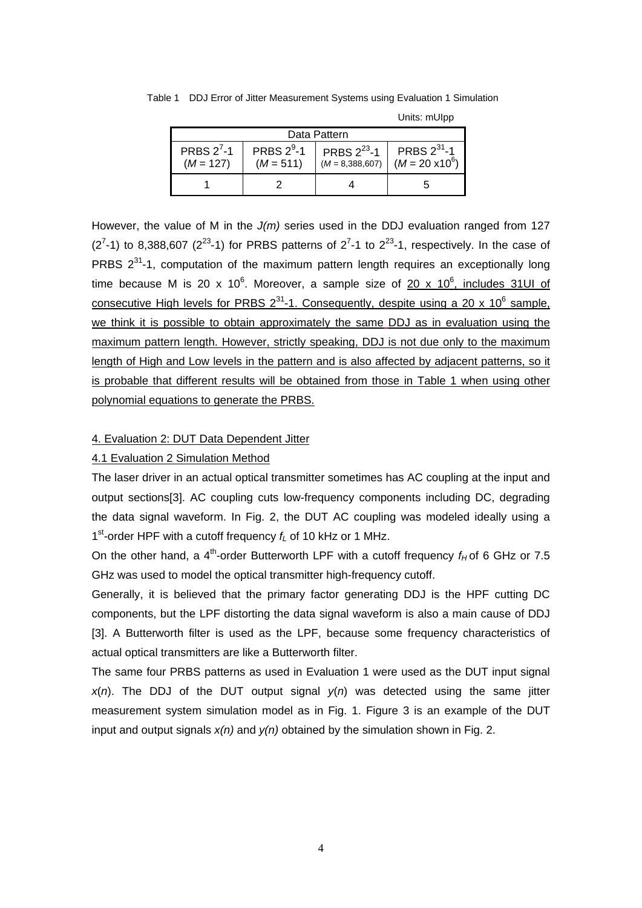Table 1 DDJ Error of Jitter Measurement Systems using Evaluation 1 Simulation

Units: mUIpp

| Data Pattern | | | |
|---|---|---|---|
| PRBS $2^7$-1 ($M$ = 127) | PRBS $2^9$-1 ($M$ = 511) | PRBS $2^{23}$-1 ($M$ = 8,388,607) | PRBS $2^{31}$-1 ($M$ = 20 x$10^6$) |
| 1 | 2 | 4 | 5 |

However, the value of M in the *J(m)* series used in the DDJ evaluation ranged from 127 ($2^7$-1) to 8,388,607 ($2^{23}$-1) for PRBS patterns of $2^7$-1 to $2^{23}$-1, respectively. In the case of PRBS $2^{31}$-1, computation of the maximum pattern length requires an exceptionally long time because M is 20 x $10^6$. Moreover, a sample size of 20 x $10^6$, includes 31UI of consecutive High levels for PRBS $2^{31}$-1. Consequently, despite using a 20 x $10^6$ sample, we think it is possible to obtain approximately the same DDJ as in evaluation using the maximum pattern length. However, strictly speaking, DDJ is not due only to the maximum length of High and Low levels in the pattern and is also affected by adjacent patterns, so it is probable that different results will be obtained from those in Table 1 when using other polynomial equations to generate the PRBS.

## 4. Evaluation 2: DUT Data Dependent Jitter

### 4.1 Evaluation 2 Simulation Method

The laser driver in an actual optical transmitter sometimes has AC coupling at the input and output sections[3]. AC coupling cuts low-frequency components including DC, degrading the data signal waveform. In Fig. 2, the DUT AC coupling was modeled ideally using a $1^{st}$-order HPF with a cutoff frequency $f_L$ of 10 kHz or 1 MHz.

On the other hand, a $4^{th}$-order Butterworth LPF with a cutoff frequency $f_H$ of 6 GHz or 7.5 GHz was used to model the optical transmitter high-frequency cutoff.

Generally, it is believed that the primary factor generating DDJ is the HPF cutting DC components, but the LPF distorting the data signal waveform is also a main cause of DDJ [3]. A Butterworth filter is used as the LPF, because some frequency characteristics of actual optical transmitters are like a Butterworth filter.

The same four PRBS patterns as used in Evaluation 1 were used as the DUT input signal $x(n)$. The DDJ of the DUT output signal $y(n)$ was detected using the same jitter measurement system simulation model as in Fig. 1. Figure 3 is an example of the DUT input and output signals $x(n)$ and $y(n)$ obtained by the simulation shown in Fig. 2.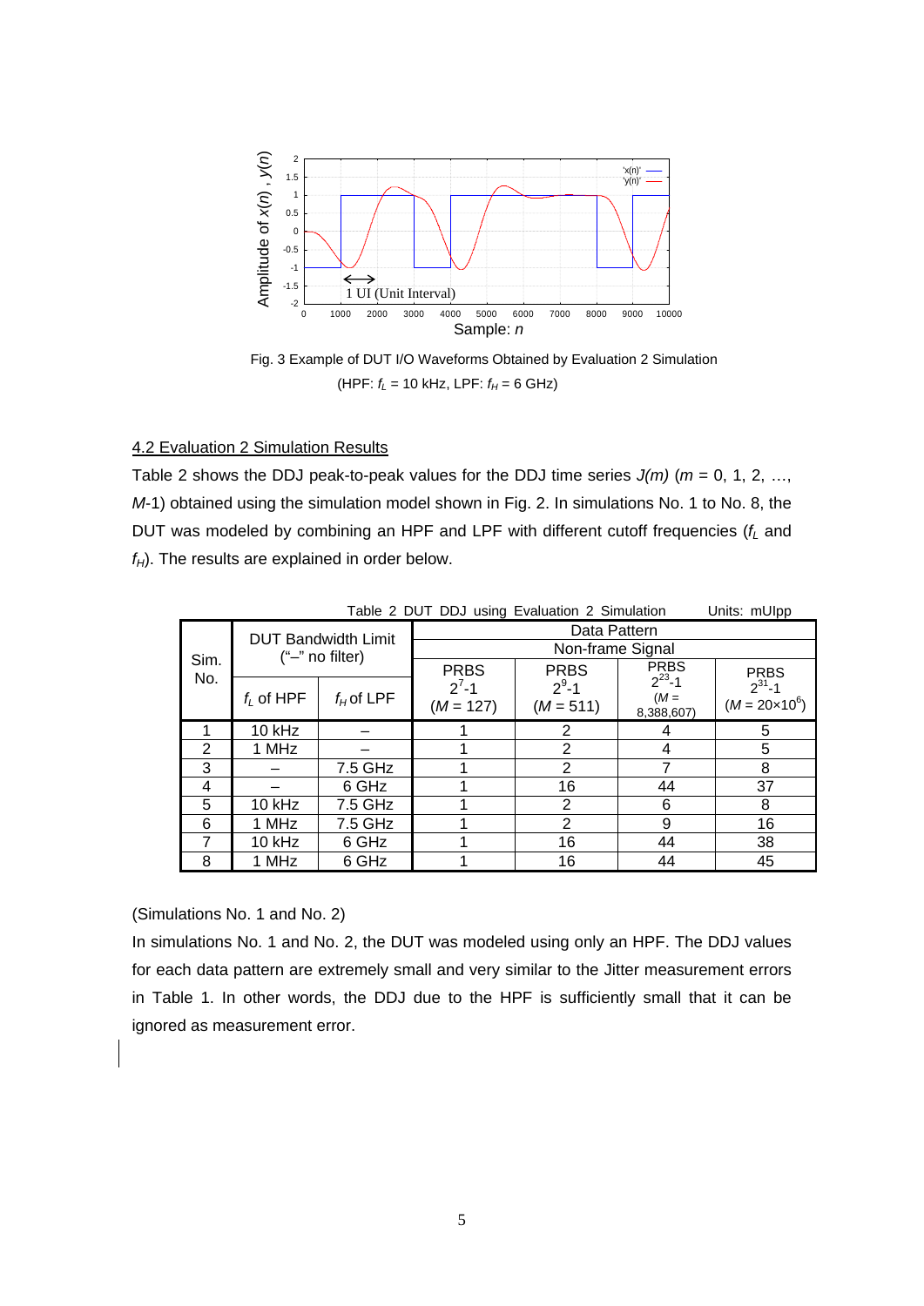Fig. 3 Example of DUT I/O Waveforms Obtained by Evaluation 2 Simulation
(HPF: $f_L$ = 10 kHz, LPF: $f_H$ = 6 GHz)

## 4.2 Evaluation 2 Simulation Results

Table 2 shows the DDJ peak-to-peak values for the DDJ time series $J(m)$ ($m$ = 0, 1, 2, …, $M$-1) obtained using the simulation model shown in Fig. 2. In simulations No. 1 to No. 8, the DUT was modeled by combining an HPF and LPF with different cutoff frequencies ($f_L$ and $f_H$). The results are explained in order below.

Table 2 DUT DDJ using Evaluation 2 Simulation Units: mUIpp

| Sim. No. | DUT Bandwidth Limit ("–" no filter) | | Data Pattern | | | |
|---|---|---|---|---|---|---|
| | | | Non-frame Signal | | | |
| | $f_L$ of HPF | $f_H$ of LPF | PRBS $2^7$-1 ($M$ = 127) | PRBS $2^9$-1 ($M$ = 511) | PRBS $2^{23}$-1 ($M$ = 8,388,607) | PRBS $2^{31}$-1 ($M$ = 20×$10^6$) |
| 1 | 10 kHz | – | 1 | 2 | 4 | 5 |
| 2 | 1 MHz | – | 1 | 2 | 4 | 5 |
| 3 | – | 7.5 GHz | 1 | 2 | 7 | 8 |
| 4 | – | 6 GHz | 1 | 16 | 44 | 37 |
| 5 | 10 kHz | 7.5 GHz | 1 | 2 | 6 | 8 |
| 6 | 1 MHz | 7.5 GHz | 1 | 2 | 9 | 16 |
| 7 | 10 kHz | 6 GHz | 1 | 16 | 44 | 38 |
| 8 | 1 MHz | 6 GHz | 1 | 16 | 44 | 45 |

(Simulations No. 1 and No. 2)

In simulations No. 1 and No. 2, the DUT was modeled using only an HPF. The DDJ values for each data pattern are extremely small and very similar to the Jitter measurement errors in Table 1. In other words, the DDJ due to the HPF is sufficiently small that it can be ignored as measurement error.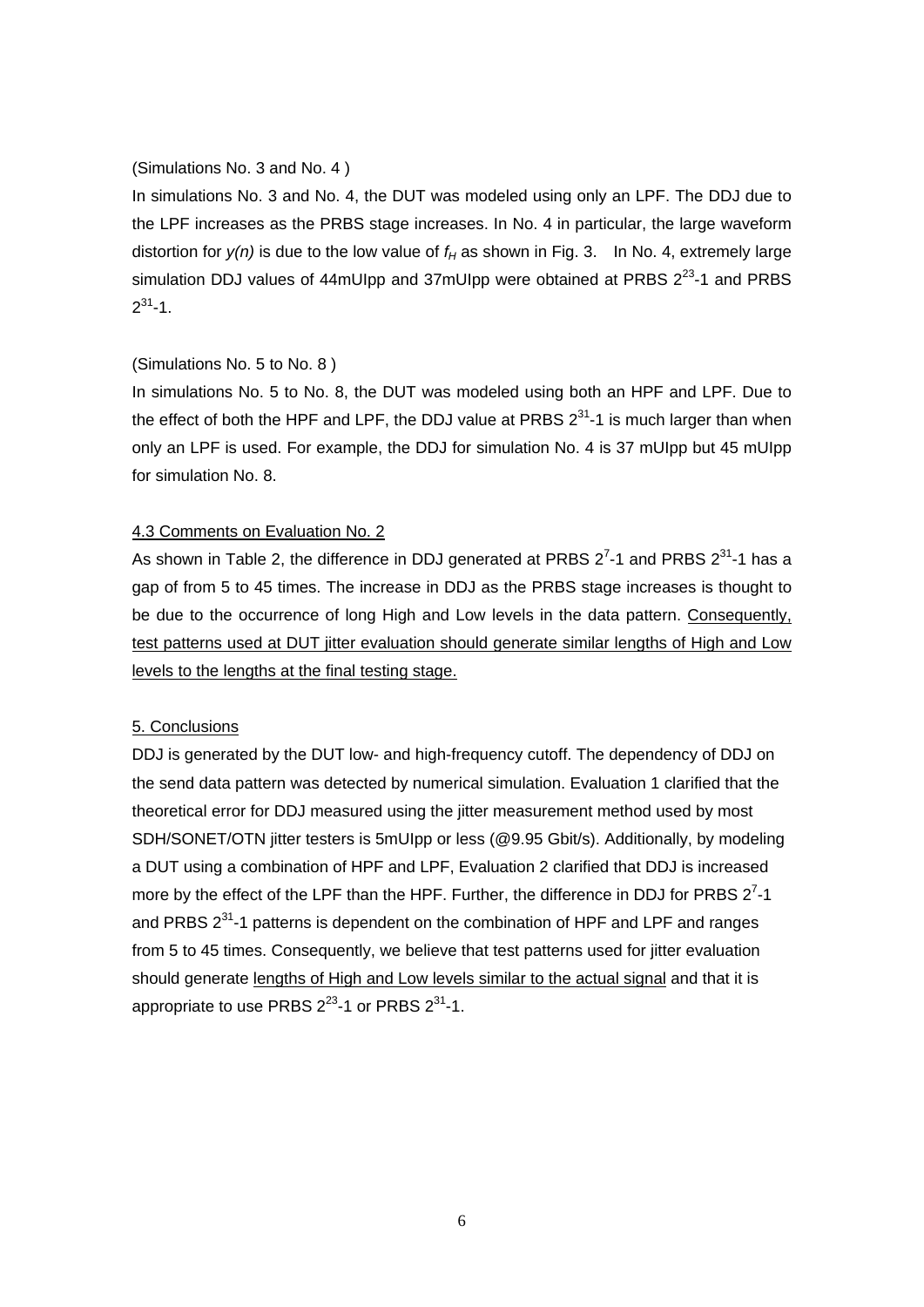(Simulations No. 3 and No. 4 )

In simulations No. 3 and No. 4, the DUT was modeled using only an LPF. The DDJ due to the LPF increases as the PRBS stage increases. In No. 4 in particular, the large waveform distortion for *y(n)* is due to the low value of $f_H$ as shown in Fig. 3. In No. 4, extremely large simulation DDJ values of 44mUIpp and 37mUIpp were obtained at PRBS $2^{23}$-1 and PRBS $2^{31}$-1.

(Simulations No. 5 to No. 8 )

In simulations No. 5 to No. 8, the DUT was modeled using both an HPF and LPF. Due to the effect of both the HPF and LPF, the DDJ value at PRBS $2^{31}$-1 is much larger than when only an LPF is used. For example, the DDJ for simulation No. 4 is 37 mUIpp but 45 mUIpp for simulation No. 8.

## 4.3 Comments on Evaluation No. 2

As shown in Table 2, the difference in DDJ generated at PRBS $2^{7}$-1 and PRBS $2^{31}$-1 has a gap of from 5 to 45 times. The increase in DDJ as the PRBS stage increases is thought to be due to the occurrence of long High and Low levels in the data pattern. Consequently, test patterns used at DUT jitter evaluation should generate similar lengths of High and Low levels to the lengths at the final testing stage.

## 5. Conclusions

DDJ is generated by the DUT low- and high-frequency cutoff. The dependency of DDJ on the send data pattern was detected by numerical simulation. Evaluation 1 clarified that the theoretical error for DDJ measured using the jitter measurement method used by most SDH/SONET/OTN jitter testers is 5mUIpp or less (@9.95 Gbit/s). Additionally, by modeling a DUT using a combination of HPF and LPF, Evaluation 2 clarified that DDJ is increased more by the effect of the LPF than the HPF. Further, the difference in DDJ for PRBS $2^{7}$-1 and PRBS $2^{31}$-1 patterns is dependent on the combination of HPF and LPF and ranges from 5 to 45 times. Consequently, we believe that test patterns used for jitter evaluation should generate lengths of High and Low levels similar to the actual signal and that it is appropriate to use PRBS $2^{23}$-1 or PRBS $2^{31}$-1.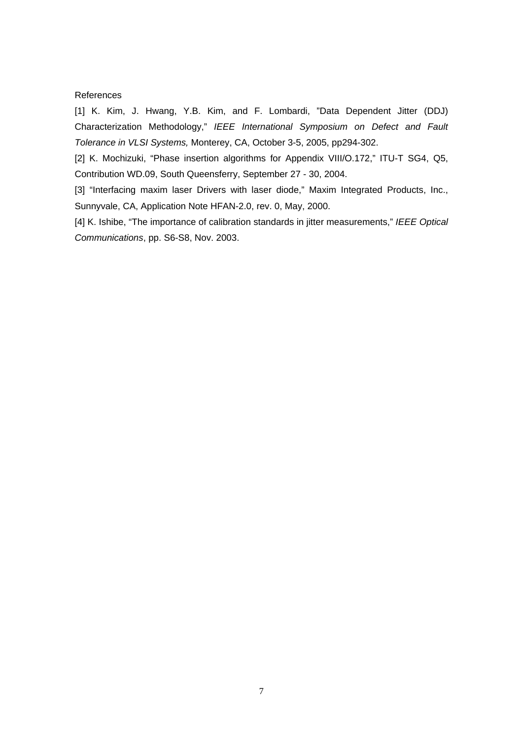References

[1] K. Kim, J. Hwang, Y.B. Kim, and F. Lombardi, "Data Dependent Jitter (DDJ) Characterization Methodology," *IEEE International Symposium on Defect and Fault Tolerance in VLSI Systems,* Monterey, CA, October 3-5, 2005, pp294-302.

[2] K. Mochizuki, "Phase insertion algorithms for Appendix VIII/O.172," ITU-T SG4, Q5, Contribution WD.09, South Queensferry, September 27 - 30, 2004.

[3] "Interfacing maxim laser Drivers with laser diode," Maxim Integrated Products, Inc., Sunnyvale, CA, Application Note HFAN-2.0, rev. 0, May, 2000.

[4] K. Ishibe, "The importance of calibration standards in jitter measurements," *IEEE Optical Communications*, pp. S6-S8, Nov. 2003.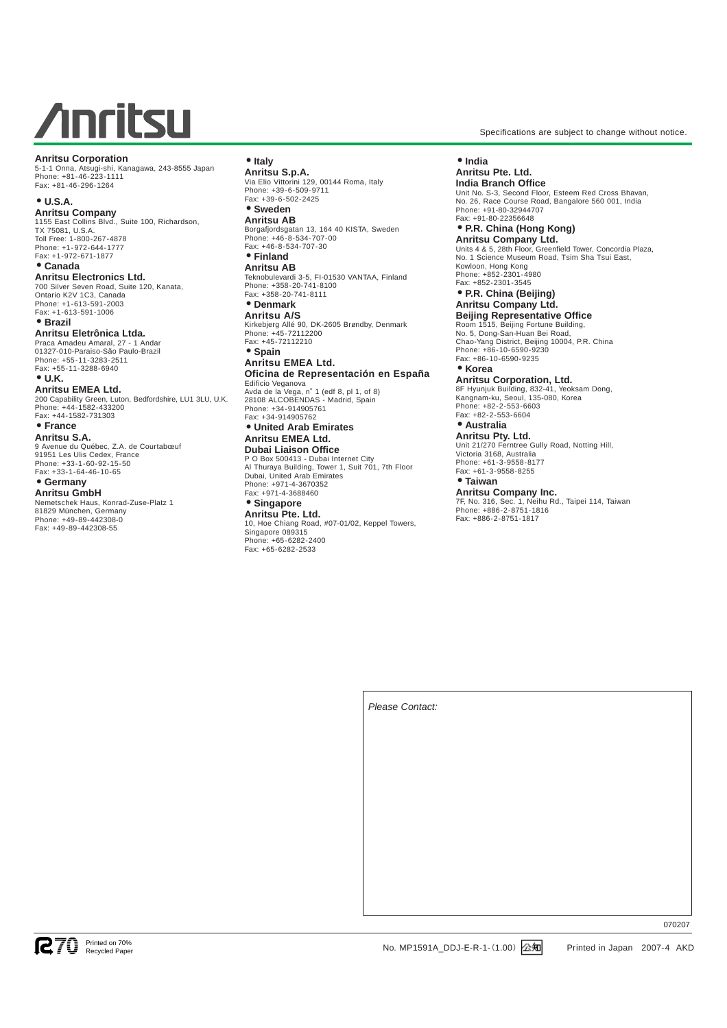Anritsu

Specifications are subject to change without notice.

**Anritsu Corporation**
5-1-1 Onna, Atsugi-shi, Kanagawa, 243-8555 Japan
Phone: +81-46-223-1111
Fax: +81-46-296-1264

**• U.S.A.**

**Anritsu Company**
1155 East Collins Blvd., Suite 100, Richardson,
TX 75081, U.S.A.
Toll Free: 1-800-267-4878
Phone: +1-972-644-1777
Fax: +1-972-671-1877

**• Canada**

**Anritsu Electronics Ltd.**
700 Silver Seven Road, Suite 120, Kanata,
Ontario K2V 1C3, Canada
Phone: +1-613-591-2003
Fax: +1-613-591-1006

**• Brazil**

**Anritsu Eletrônica Ltda.**
Praca Amadeu Amaral, 27 - 1 Andar
01327-010-Paraiso-São Paulo-Brazil
Phone: +55-11-3283-2511
Fax: +55-11-3288-6940

**• U.K.**

**Anritsu EMEA Ltd.**
200 Capability Green, Luton, Bedfordshire, LU1 3LU, U.K.
Phone: +44-1582-433200
Fax: +44-1582-731303

**• France**

**Anritsu S.A.**
9 Avenue du Québec, Z.A. de Courtabœuf
91951 Les Ulis Cedex, France
Phone: +33-1-60-92-15-50
Fax: +33-1-64-46-10-65

**• Germany**

**Anritsu GmbH**
Nemetschek Haus, Konrad-Zuse-Platz 1
81829 München, Germany
Phone: +49-89-442308-0
Fax: +49-89-442308-55

**• Italy**

**Anritsu S.p.A.**
Via Elio Vittorini 129, 00144 Roma, Italy
Phone: +39-6-509-9711
Fax: +39-6-502-2425

**• Sweden**

**Anritsu AB**
Borgafjordsgatan 13, 164 40 KISTA, Sweden
Phone: +46-8-534-707-00
Fax: +46-8-534-707-30

**• Finland**

**Anritsu AB**
Teknobulevardi 3-5, FI-01530 VANTAA, Finland
Phone: +358-20-741-8100
Fax: +358-20-741-8111

**• Denmark**

**Anritsu A/S**
Kirkebjerg Allé 90, DK-2605 Brøndby, Denmark
Phone: +45-72112200
Fax: +45-72112210

**• Spain**

**Anritsu EMEA Ltd.**
**Oficina de Representación en España**
Edificio Veganova
Avda de la Vega, n° 1 (edf 8, pl 1, of 8)
28108 ALCOBENDAS - Madrid, Spain
Phone: +34-914905761
Fax: +34-914905762

**• United Arab Emirates**

**Anritsu EMEA Ltd.**
**Dubai Liaison Office**
P O Box 500413 - Dubai Internet City
Al Thuraya Building, Tower 1, Suit 701, 7th Floor
Dubai, United Arab Emirates
Phone: +971-4-3670352
Fax: +971-4-3688460

**• Singapore**

**Anritsu Pte. Ltd.**
10, Hoe Chiang Road, #07-01/02, Keppel Towers,
Singapore 089315
Phone: +65-6282-2400
Fax: +65-6282-2533

**• India**

**Anritsu Pte. Ltd.**
**India Branch Office**
Unit No. S-3, Second Floor, Esteem Red Cross Bhavan,
No. 26, Race Course Road, Bangalore 560 001, India
Phone: +91-80-32944707
Fax: +91-80-22356648

**• P.R. China (Hong Kong)**

**Anritsu Company Ltd.**
Units 4 & 5, 28th Floor, Greenfield Tower, Concordia Plaza,
No. 1 Science Museum Road, Tsim Sha Tsui East,
Kowloon, Hong Kong
Phone: +852-2301-4980
Fax: +852-2301-3545

**• P.R. China (Beijing)**

**Anritsu Company Ltd.**
**Beijing Representative Office**
Room 1515, Beijing Fortune Building,
No. 5, Dong-San-Huan Bei Road,
Chao-Yang District, Beijing 10004, P.R. China
Phone: +86-10-6590-9230
Fax: +86-10-6590-9235

**• Korea**

**Anritsu Corporation, Ltd.**
8F Hyunjuk Building, 832-41, Yeoksam Dong,
Kangnam-ku, Seoul, 135-080, Korea
Phone: +82-2-553-6603
Fax: +82-2-553-6604

**• Australia**

**Anritsu Pty. Ltd.**
Unit 21/270 Ferntree Gully Road, Notting Hill,
Victoria 3168, Australia
Phone: +61-3-9558-8177
Fax: +61-3-9558-8255

**• Taiwan**

**Anritsu Company Inc.**
7F, No. 316, Sec. 1, Neihu Rd., Taipei 114, Taiwan
Phone: +886-2-8751-1816
Fax: +886-2-8751-1817

*Please Contact:*

070207

Printed on 70% Recycled Paper

No. MP1591A_DDJ-E-R-1-(1.00) 公知 Printed in Japan 2007-4 AKD